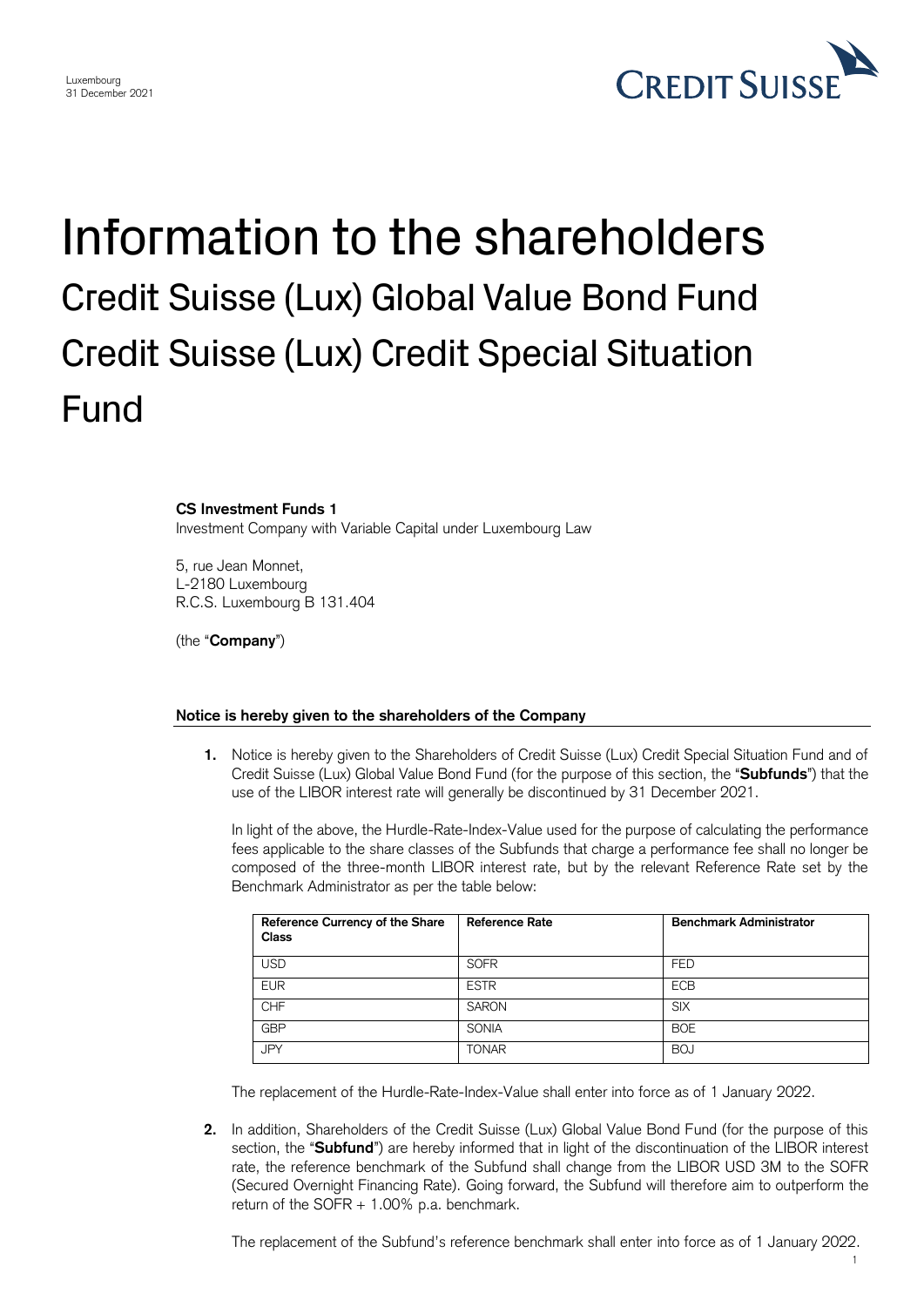Luxembourg
31 December 2021

# Information to the shareholders

## Credit Suisse (Lux) Global Value Bond Fund
## Credit Suisse (Lux) Credit Special Situation Fund

**CS Investment Funds 1**
Investment Company with Variable Capital under Luxembourg Law

5, rue Jean Monnet,
L-2180 Luxembourg
R.C.S. Luxembourg B 131.404

(the "**Company**")

**Notice is hereby given to the shareholders of the Company**

1. Notice is hereby given to the Shareholders of Credit Suisse (Lux) Credit Special Situation Fund and of Credit Suisse (Lux) Global Value Bond Fund (for the purpose of this section, the "**Subfunds**") that the use of the LIBOR interest rate will generally be discontinued by 31 December 2021.

   In light of the above, the Hurdle-Rate-Index-Value used for the purpose of calculating the performance fees applicable to the share classes of the Subfunds that charge a performance fee shall no longer be composed of the three-month LIBOR interest rate, but by the relevant Reference Rate set by the Benchmark Administrator as per the table below:

   | Reference Currency of the Share Class | Reference Rate | Benchmark Administrator |
   |---|---|---|
   | USD | SOFR | FED |
   | EUR | ESTR | ECB |
   | CHF | SARON | SIX |
   | GBP | SONIA | BOE |
   | JPY | TONAR | BOJ |

   The replacement of the Hurdle-Rate-Index-Value shall enter into force as of 1 January 2022.

2. In addition, Shareholders of the Credit Suisse (Lux) Global Value Bond Fund (for the purpose of this section, the "**Subfund**") are hereby informed that in light of the discontinuation of the LIBOR interest rate, the reference benchmark of the Subfund shall change from the LIBOR USD 3M to the SOFR (Secured Overnight Financing Rate). Going forward, the Subfund will therefore aim to outperform the return of the SOFR + 1.00% p.a. benchmark.

   The replacement of the Subfund's reference benchmark shall enter into force as of 1 January 2022.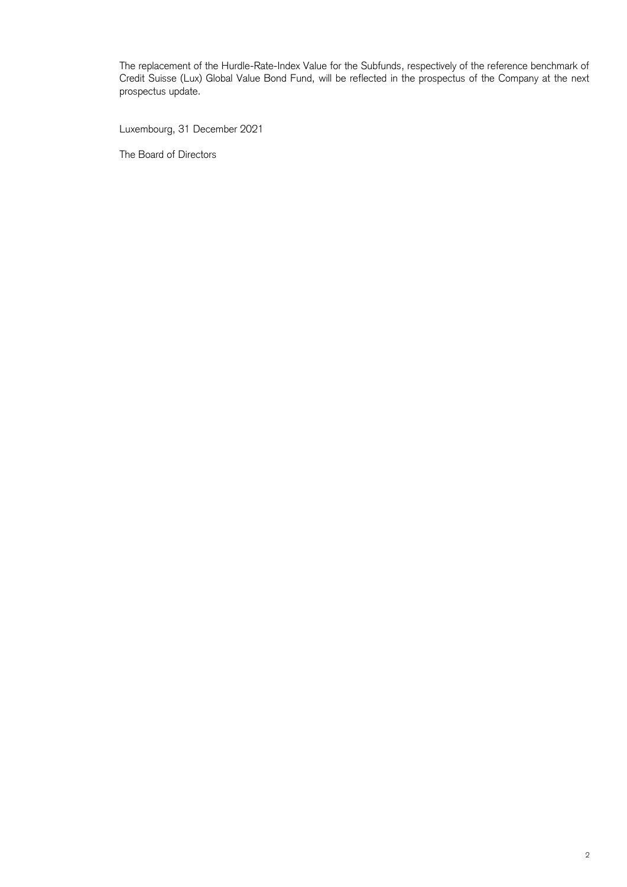The replacement of the Hurdle-Rate-Index Value for the Subfunds, respectively of the reference benchmark of Credit Suisse (Lux) Global Value Bond Fund, will be reflected in the prospectus of the Company at the next prospectus update.

Luxembourg, 31 December 2021

The Board of Directors